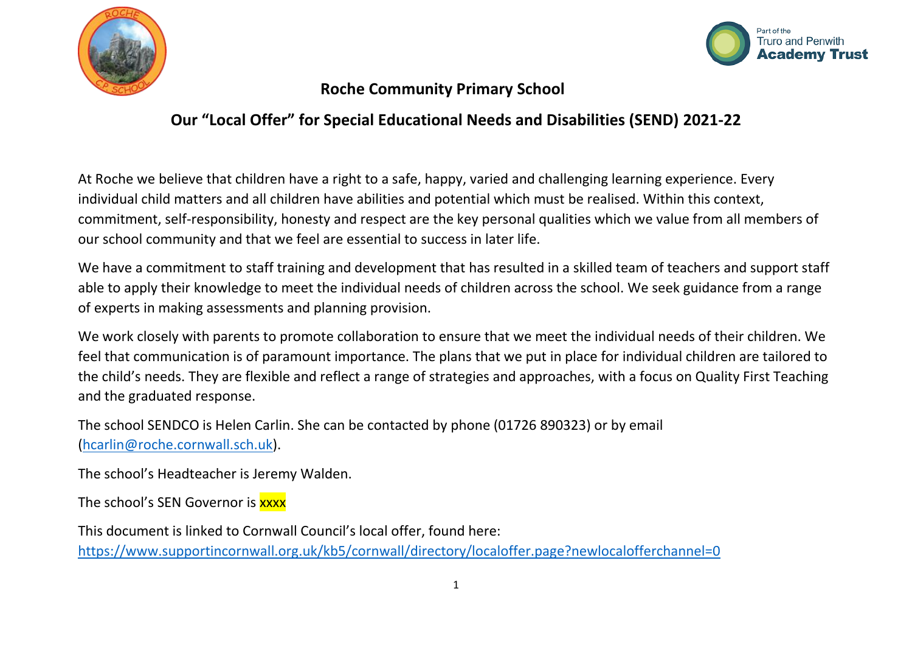# Roche Community Primary School

## Our "Local Offer" for Special Educational Needs and Disabilities (SEND) 2021-22

At Roche we believe that children have a right to a safe, happy, varied and challenging learning experience. Every individual child matters and all children have abilities and potential which must be realised. Within this context, commitment, self-responsibility, honesty and respect are the key personal qualities which we value from all members of our school community and that we feel are essential to success in later life.

We have a commitment to staff training and development that has resulted in a skilled team of teachers and support staff able to apply their knowledge to meet the individual needs of children across the school. We seek guidance from a range of experts in making assessments and planning provision.

We work closely with parents to promote collaboration to ensure that we meet the individual needs of their children. We feel that communication is of paramount importance. The plans that we put in place for individual children are tailored to the child's needs. They are flexible and reflect a range of strategies and approaches, with a focus on Quality First Teaching and the graduated response.

The school SENDCO is Helen Carlin. She can be contacted by phone (01726 890323) or by email (hcarlin@roche.cornwall.sch.uk).

The school's Headteacher is Jeremy Walden.

The school's SEN Governor is xxxx

This document is linked to Cornwall Council's local offer, found here:
https://www.supportincornwall.org.uk/kb5/cornwall/directory/localoffer.page?newlocalofferchannel=0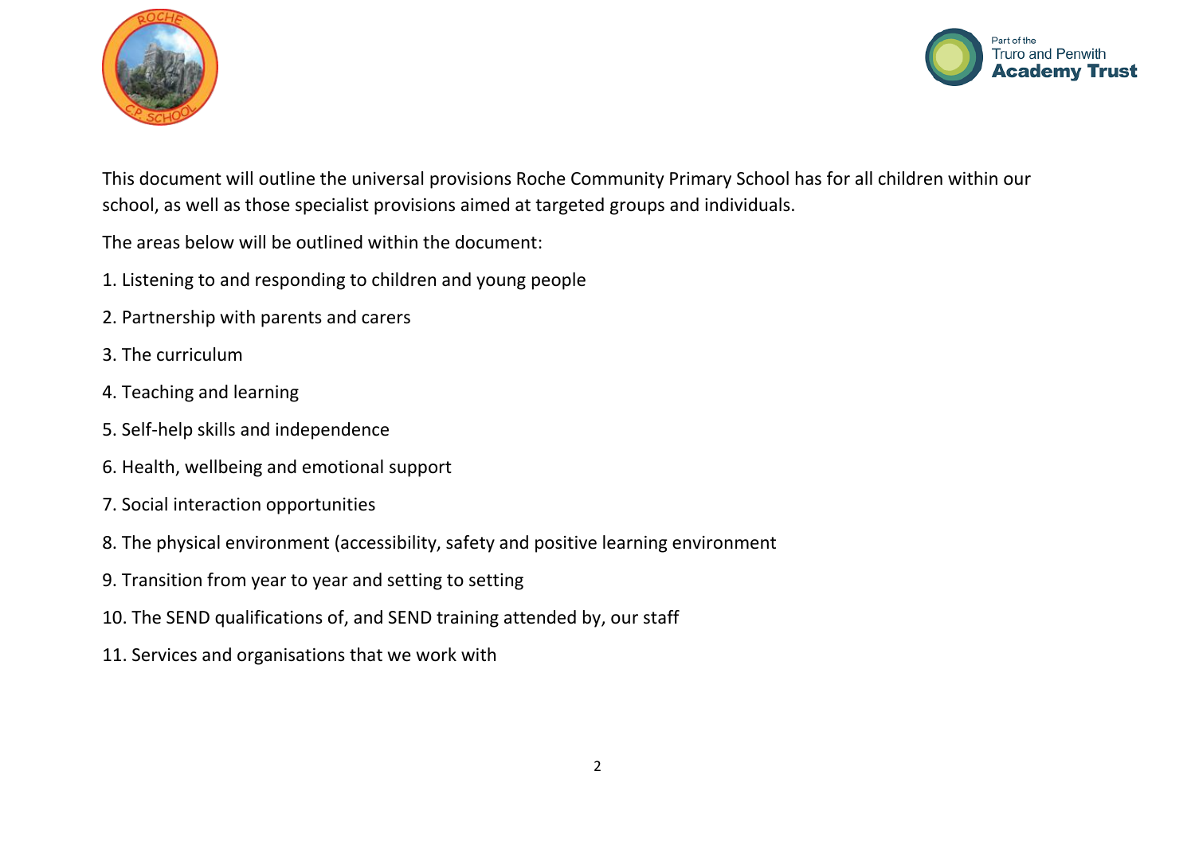This document will outline the universal provisions Roche Community Primary School has for all children within our school, as well as those specialist provisions aimed at targeted groups and individuals.

The areas below will be outlined within the document:

1. Listening to and responding to children and young people
2. Partnership with parents and carers
3. The curriculum
4. Teaching and learning
5. Self-help skills and independence
6. Health, wellbeing and emotional support
7. Social interaction opportunities
8. The physical environment (accessibility, safety and positive learning environment
9. Transition from year to year and setting to setting
10. The SEND qualifications of, and SEND training attended by, our staff
11. Services and organisations that we work with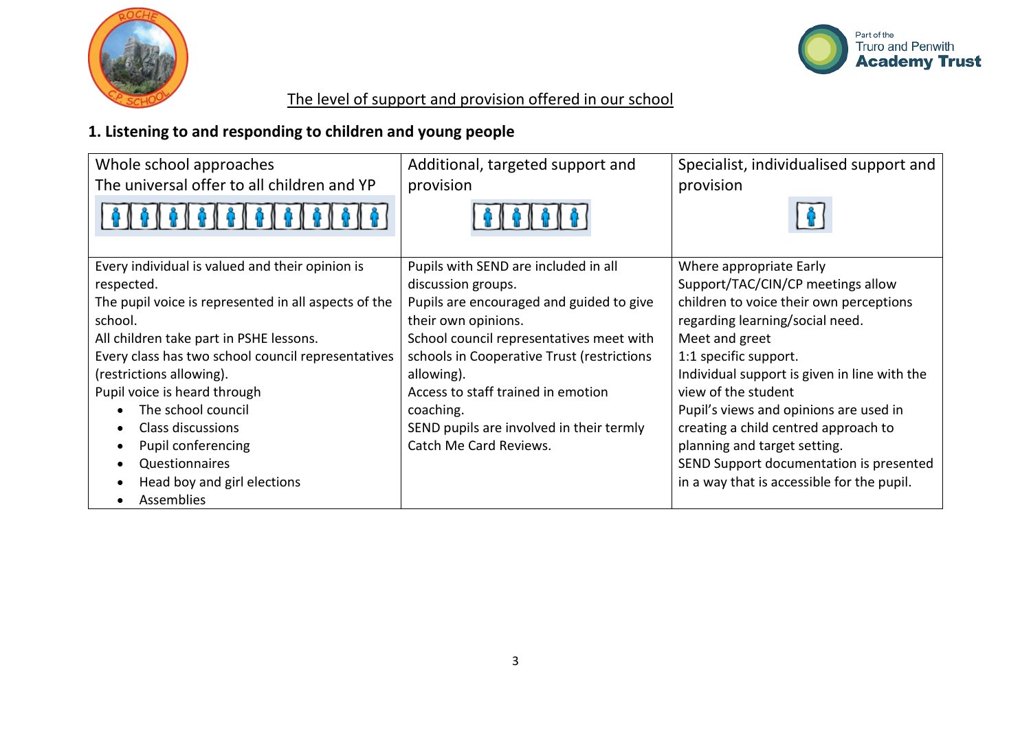The level of support and provision offered in our school

## 1. Listening to and responding to children and young people

| Whole school approaches<br>The universal offer to all children and YP | Additional, targeted support and provision | Specialist, individualised support and provision |
|---|---|---|
| Every individual is valued and their opinion is respected.<br>The pupil voice is represented in all aspects of the school.<br>All children take part in PSHE lessons.<br>Every class has two school council representatives (restrictions allowing).<br>Pupil voice is heard through<br>• The school council<br>• Class discussions<br>• Pupil conferencing<br>• Questionnaires<br>• Head boy and girl elections<br>• Assemblies | Pupils with SEND are included in all discussion groups.<br>Pupils are encouraged and guided to give their own opinions.<br>School council representatives meet with schools in Cooperative Trust (restrictions allowing).<br>Access to staff trained in emotion coaching.<br>SEND pupils are involved in their termly Catch Me Card Reviews. | Where appropriate Early Support/TAC/CIN/CP meetings allow children to voice their own perceptions regarding learning/social need.<br>Meet and greet<br>1:1 specific support.<br>Individual support is given in line with the view of the student<br>Pupil's views and opinions are used in creating a child centred approach to planning and target setting.<br>SEND Support documentation is presented in a way that is accessible for the pupil. |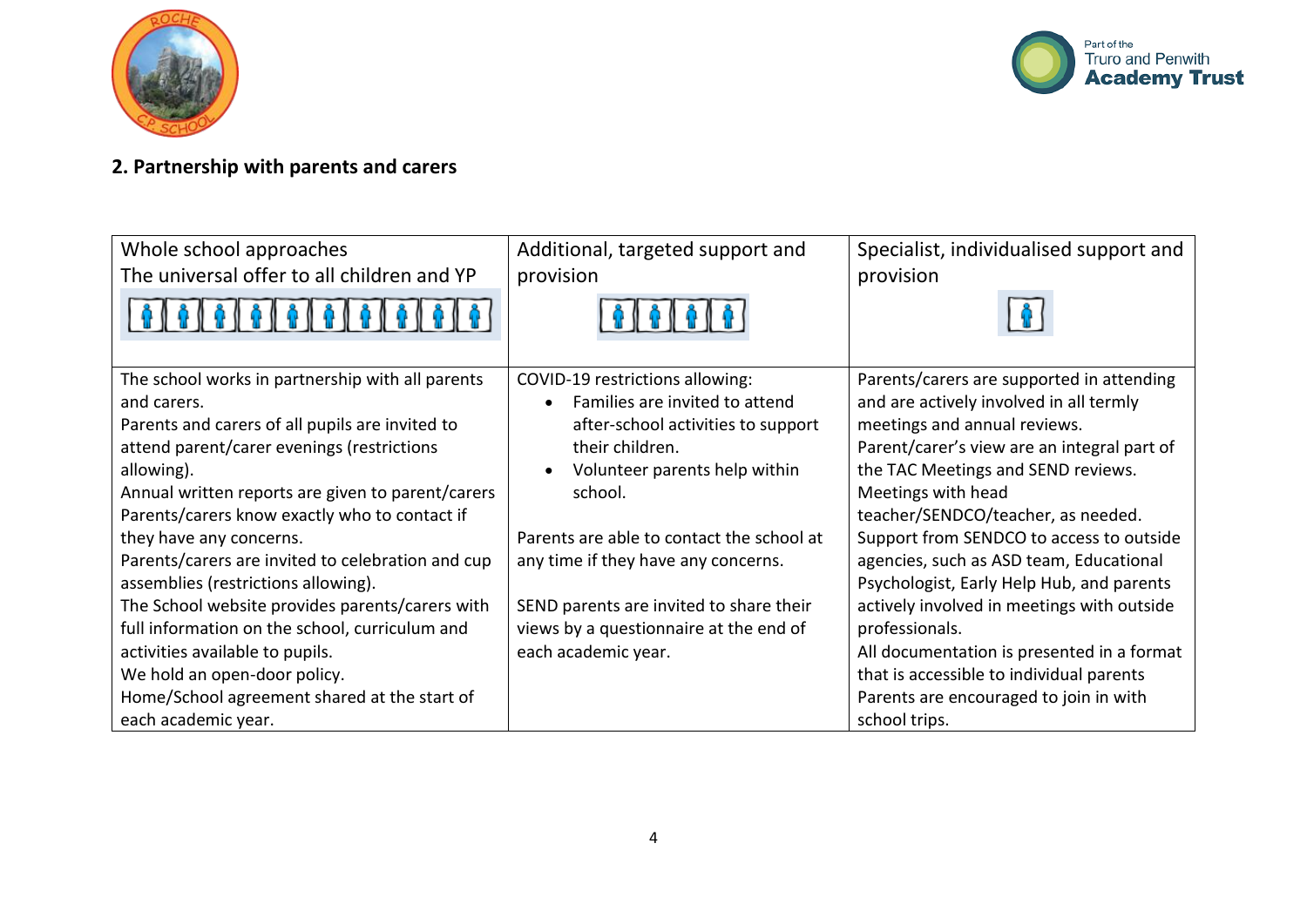## 2. Partnership with parents and carers

| Whole school approaches<br>The universal offer to all children and YP | Additional, targeted support and provision | Specialist, individualised support and provision |
|---|---|---|
| The school works in partnership with all parents and carers.<br>Parents and carers of all pupils are invited to attend parent/carer evenings (restrictions allowing).<br>Annual written reports are given to parent/carers<br>Parents/carers know exactly who to contact if they have any concerns.<br>Parents/carers are invited to celebration and cup assemblies (restrictions allowing).<br>The School website provides parents/carers with full information on the school, curriculum and activities available to pupils.<br>We hold an open-door policy.<br>Home/School agreement shared at the start of each academic year. | COVID-19 restrictions allowing:<br>• Families are invited to attend after-school activities to support their children.<br>• Volunteer parents help within school.<br><br>Parents are able to contact the school at any time if they have any concerns.<br><br>SEND parents are invited to share their views by a questionnaire at the end of each academic year. | Parents/carers are supported in attending and are actively involved in all termly meetings and annual reviews.<br>Parent/carer's view are an integral part of the TAC Meetings and SEND reviews.<br>Meetings with head teacher/SENDCO/teacher, as needed.<br>Support from SENDCO to access to outside agencies, such as ASD team, Educational Psychologist, Early Help Hub, and parents actively involved in meetings with outside professionals.<br>All documentation is presented in a format that is accessible to individual parents<br>Parents are encouraged to join in with school trips. |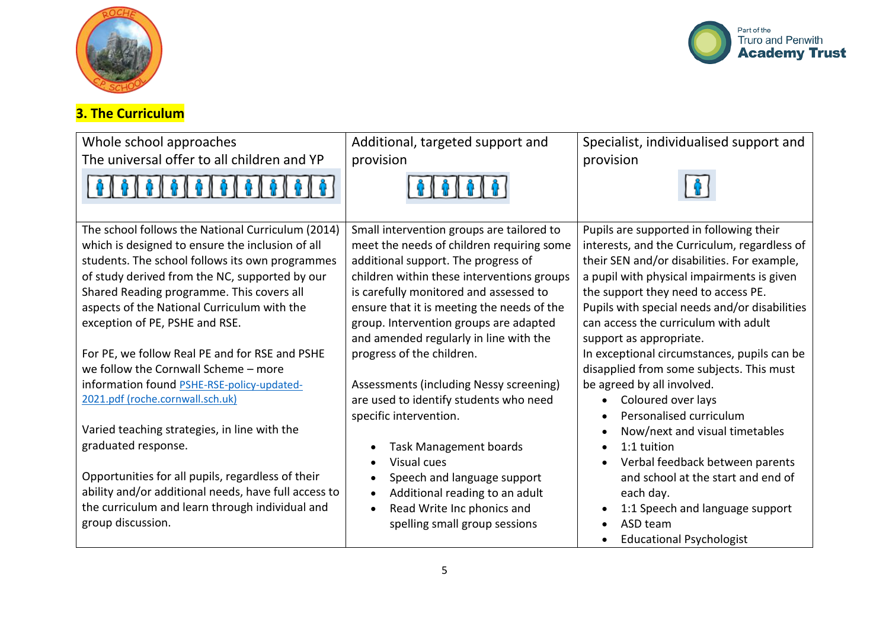## 3. The Curriculum

| Whole school approaches<br>The universal offer to all children and YP | Additional, targeted support and provision | Specialist, individualised support and provision |
|---|---|---|
| The school follows the National Curriculum (2014) which is designed to ensure the inclusion of all students. The school follows its own programmes of study derived from the NC, supported by our Shared Reading programme. This covers all aspects of the National Curriculum with the exception of PE, PSHE and RSE.<br><br>For PE, we follow Real PE and for RSE and PSHE we follow the Cornwall Scheme – more information found [PSHE-RSE-policy-updated-2021.pdf (roche.cornwall.sch.uk)](PSHE-RSE-policy-updated-2021.pdf)<br><br>Varied teaching strategies, in line with the graduated response.<br><br>Opportunities for all pupils, regardless of their ability and/or additional needs, have full access to the curriculum and learn through individual and group discussion. | Small intervention groups are tailored to meet the needs of children requiring some additional support. The progress of children within these interventions groups is carefully monitored and assessed to ensure that it is meeting the needs of the group. Intervention groups are adapted and amended regularly in line with the progress of the children.<br><br>Assessments (including Nessy screening) are used to identify students who need specific intervention.<br><br>• Task Management boards<br>• Visual cues<br>• Speech and language support<br>• Additional reading to an adult<br>• Read Write Inc phonics and spelling small group sessions | Pupils are supported in following their interests, and the Curriculum, regardless of their SEN and/or disabilities. For example, a pupil with physical impairments is given the support they need to access PE.<br>Pupils with special needs and/or disabilities can access the curriculum with adult support as appropriate.<br>In exceptional circumstances, pupils can be disapplied from some subjects. This must be agreed by all involved.<br>• Coloured over lays<br>• Personalised curriculum<br>• Now/next and visual timetables<br>• 1:1 tuition<br>• Verbal feedback between parents and school at the start and end of each day.<br>• 1:1 Speech and language support<br>• ASD team<br>• Educational Psychologist |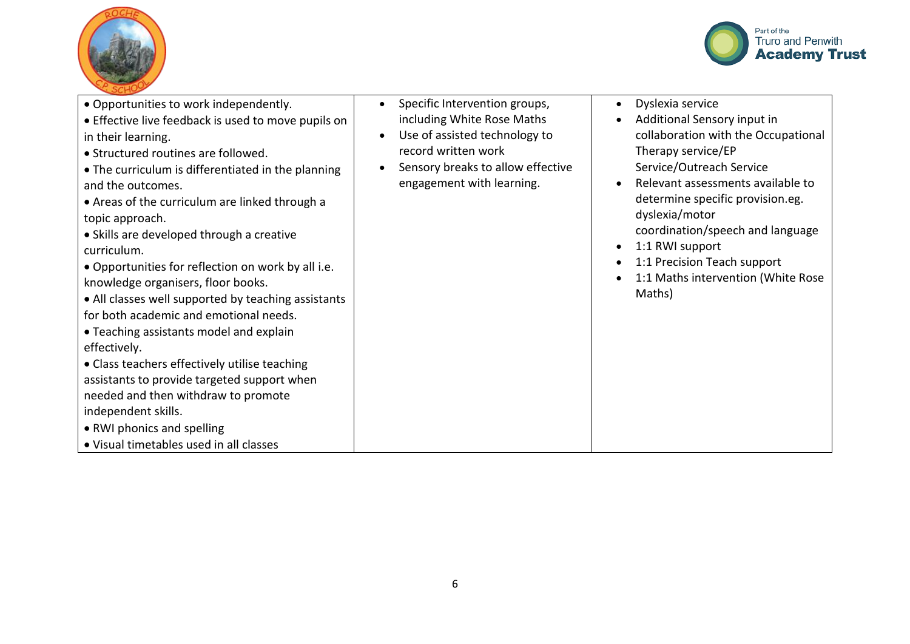| | | |
|---|---|---|
| • Opportunities to work independently.<br>• Effective live feedback is used to move pupils on in their learning.<br>• Structured routines are followed.<br>• The curriculum is differentiated in the planning and the outcomes.<br>• Areas of the curriculum are linked through a topic approach.<br>• Skills are developed through a creative curriculum.<br>• Opportunities for reflection on work by all i.e. knowledge organisers, floor books.<br>• All classes well supported by teaching assistants for both academic and emotional needs.<br>• Teaching assistants model and explain effectively.<br>• Class teachers effectively utilise teaching assistants to provide targeted support when needed and then withdraw to promote independent skills.<br>• RWI phonics and spelling<br>• Visual timetables used in all classes | • Specific Intervention groups, including White Rose Maths<br>• Use of assisted technology to record written work<br>• Sensory breaks to allow effective engagement with learning. | • Dyslexia service<br>• Additional Sensory input in collaboration with the Occupational Therapy service/EP Service/Outreach Service<br>• Relevant assessments available to determine specific provision.eg. dyslexia/motor coordination/speech and language<br>• 1:1 RWI support<br>• 1:1 Precision Teach support<br>• 1:1 Maths intervention (White Rose Maths) |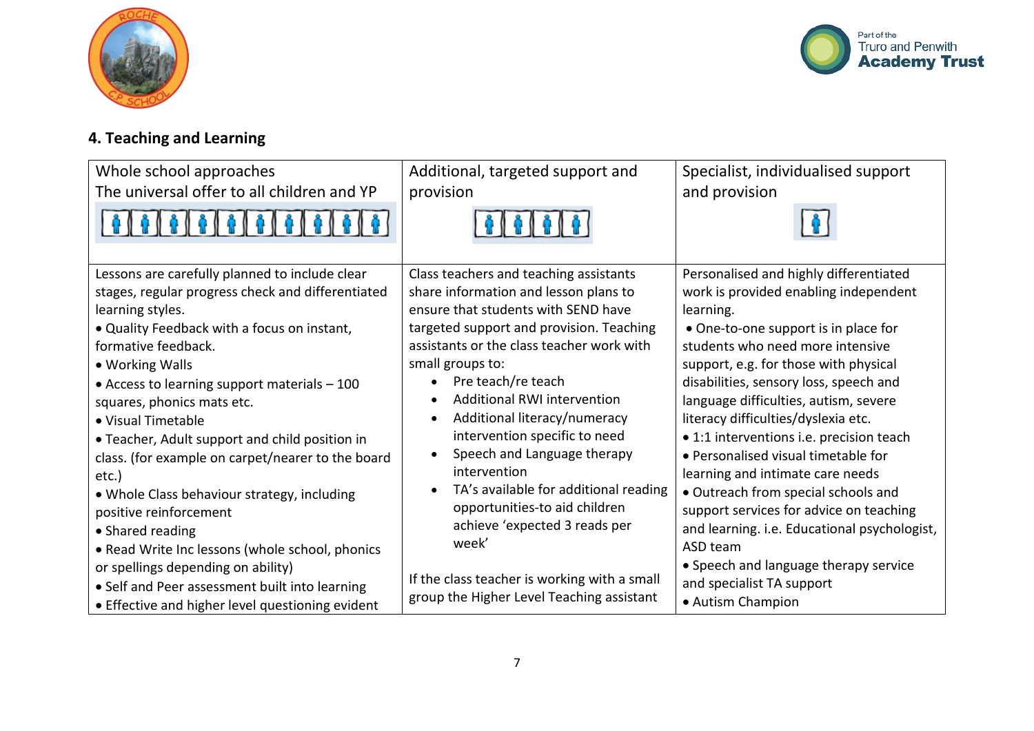## 4. Teaching and Learning

| Whole school approaches<br>The universal offer to all children and YP | Additional, targeted support and provision | Specialist, individualised support and provision |
|---|---|---|
| Lessons are carefully planned to include clear stages, regular progress check and differentiated learning styles.<br>• Quality Feedback with a focus on instant, formative feedback.<br>• Working Walls<br>• Access to learning support materials – 100 squares, phonics mats etc.<br>• Visual Timetable<br>• Teacher, Adult support and child position in class. (for example on carpet/nearer to the board etc.)<br>• Whole Class behaviour strategy, including positive reinforcement<br>• Shared reading<br>• Read Write Inc lessons (whole school, phonics or spellings depending on ability)<br>• Self and Peer assessment built into learning<br>• Effective and higher level questioning evident | Class teachers and teaching assistants share information and lesson plans to ensure that students with SEND have targeted support and provision. Teaching assistants or the class teacher work with small groups to:<br>• Pre teach/re teach<br>• Additional RWI intervention<br>• Additional literacy/numeracy intervention specific to need<br>• Speech and Language therapy intervention<br>• TA's available for additional reading opportunities-to aid children achieve 'expected 3 reads per week'<br><br>If the class teacher is working with a small group the Higher Level Teaching assistant | Personalised and highly differentiated work is provided enabling independent learning.<br>• One-to-one support is in place for students who need more intensive support, e.g. for those with physical disabilities, sensory loss, speech and language difficulties, autism, severe literacy difficulties/dyslexia etc.<br>• 1:1 interventions i.e. precision teach<br>• Personalised visual timetable for learning and intimate care needs<br>• Outreach from special schools and support services for advice on teaching and learning. i.e. Educational psychologist, ASD team<br>• Speech and language therapy service and specialist TA support<br>• Autism Champion |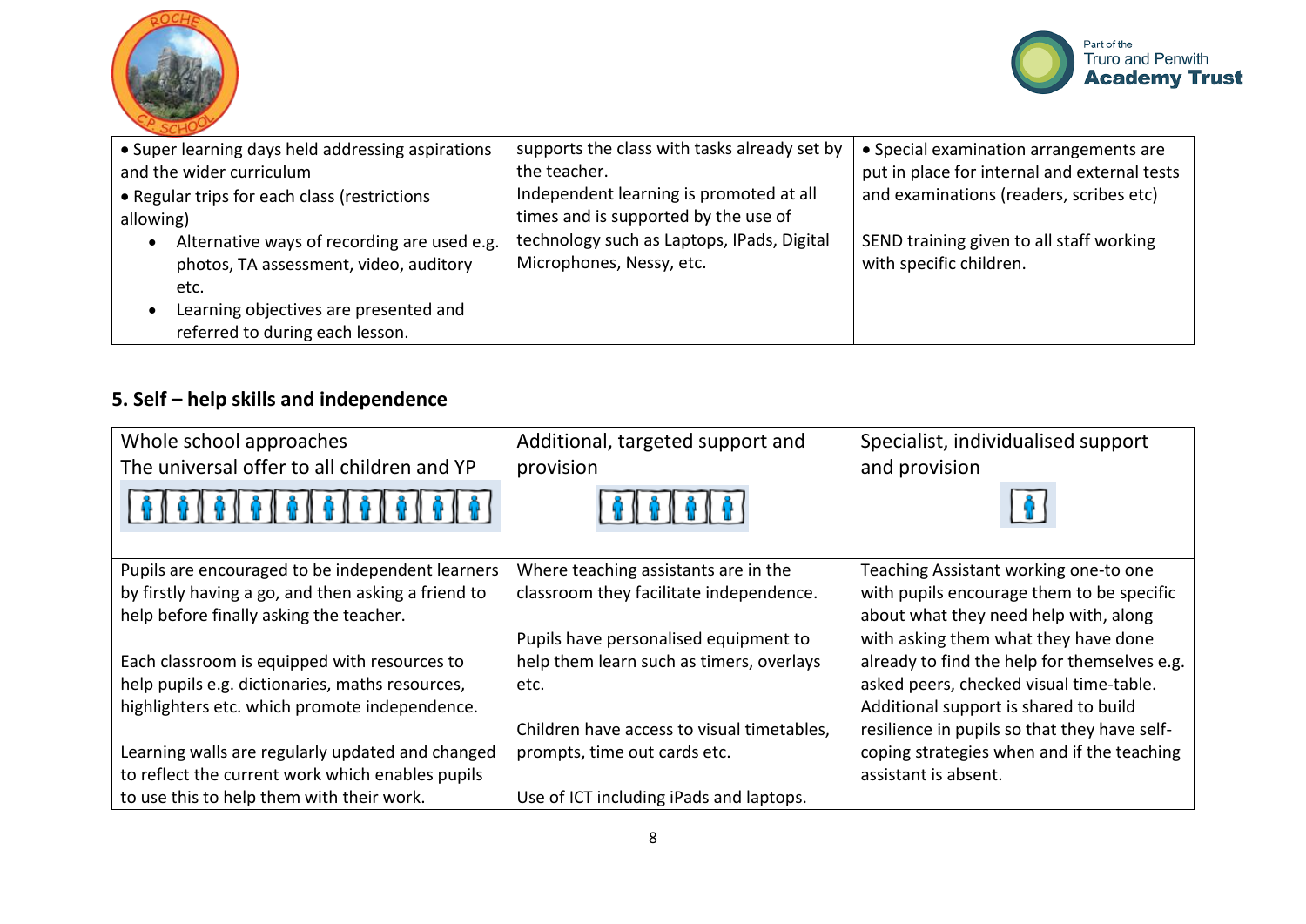| | | |
|---|---|---|
| • Super learning days held addressing aspirations and the wider curriculum<br>• Regular trips for each class (restrictions allowing)<br>• Alternative ways of recording are used e.g. photos, TA assessment, video, auditory etc.<br>• Learning objectives are presented and referred to during each lesson. | supports the class with tasks already set by the teacher.<br>Independent learning is promoted at all times and is supported by the use of technology such as Laptops, IPads, Digital Microphones, Nessy, etc. | • Special examination arrangements are put in place for internal and external tests and examinations (readers, scribes etc)<br><br>SEND training given to all staff working with specific children. |

## 5. Self – help skills and independence

| Whole school approaches<br>The universal offer to all children and YP | Additional, targeted support and provision | Specialist, individualised support and provision |
|---|---|---|
| Pupils are encouraged to be independent learners by firstly having a go, and then asking a friend to help before finally asking the teacher.<br><br>Each classroom is equipped with resources to help pupils e.g. dictionaries, maths resources, highlighters etc. which promote independence.<br><br>Learning walls are regularly updated and changed to reflect the current work which enables pupils to use this to help them with their work. | Where teaching assistants are in the classroom they facilitate independence.<br><br>Pupils have personalised equipment to help them learn such as timers, overlays etc.<br><br>Children have access to visual timetables, prompts, time out cards etc.<br><br>Use of ICT including iPads and laptops. | Teaching Assistant working one-to one with pupils encourage them to be specific about what they need help with, along with asking them what they have done already to find the help for themselves e.g. asked peers, checked visual time-table. Additional support is shared to build resilience in pupils so that they have self-coping strategies when and if the teaching assistant is absent. |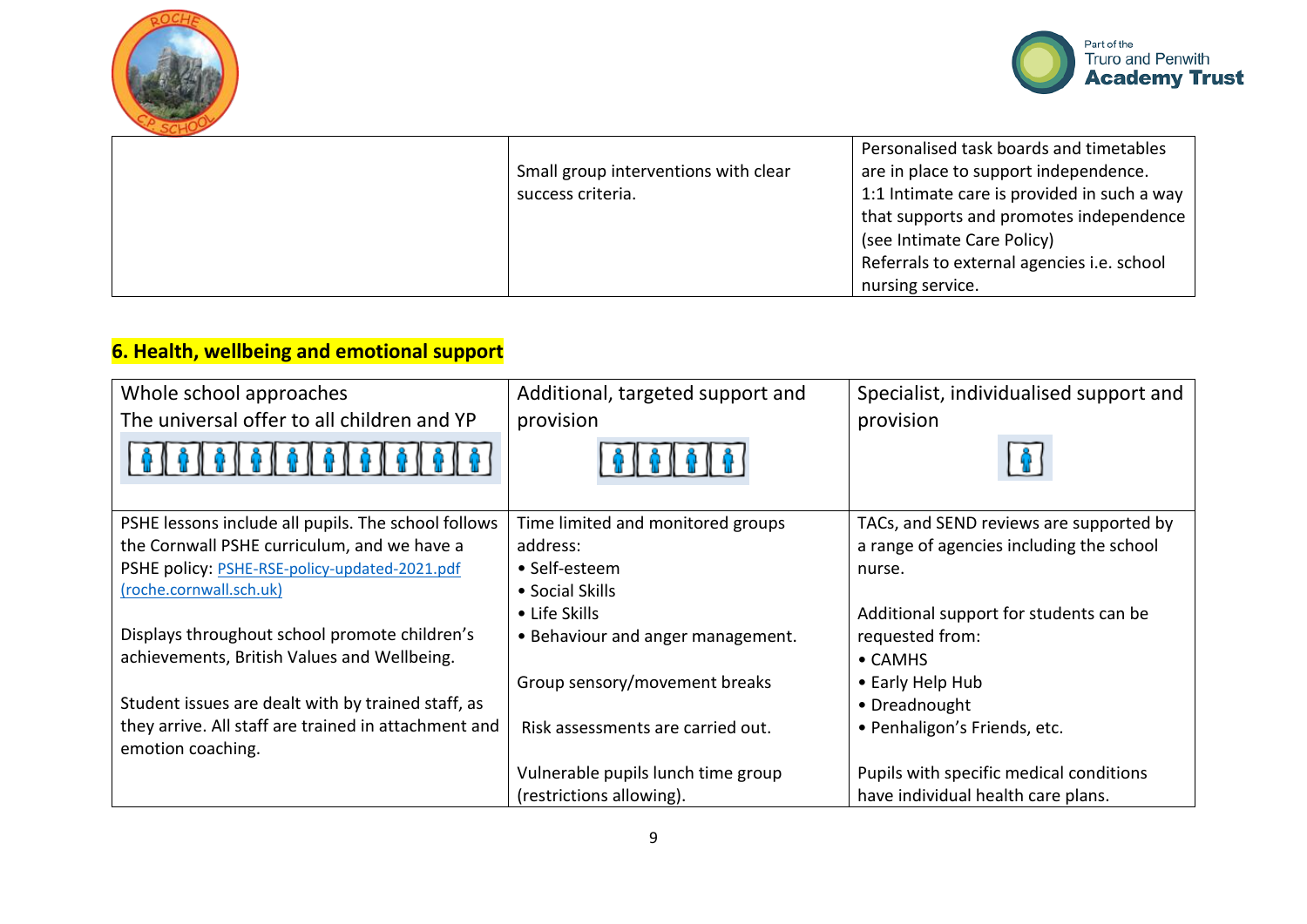| | | |
|---|---|---|
| | Small group interventions with clear success criteria. | Personalised task boards and timetables are in place to support independence.<br>1:1 Intimate care is provided in such a way that supports and promotes independence (see Intimate Care Policy)<br>Referrals to external agencies i.e. school nursing service. |

## 6. Health, wellbeing and emotional support

| Whole school approaches<br>The universal offer to all children and YP | Additional, targeted support and provision | Specialist, individualised support and provision |
|---|---|---|
| PSHE lessons include all pupils. The school follows the Cornwall PSHE curriculum, and we have a PSHE policy: [PSHE-RSE-policy-updated-2021.pdf (roche.cornwall.sch.uk)](PSHE-RSE-policy-updated-2021.pdf)<br><br>Displays throughout school promote children's achievements, British Values and Wellbeing.<br><br>Student issues are dealt with by trained staff, as they arrive. All staff are trained in attachment and emotion coaching. | Time limited and monitored groups address:<br>• Self-esteem<br>• Social Skills<br>• Life Skills<br>• Behaviour and anger management.<br><br>Group sensory/movement breaks<br><br>Risk assessments are carried out.<br><br>Vulnerable pupils lunch time group (restrictions allowing). | TACs, and SEND reviews are supported by a range of agencies including the school nurse.<br><br>Additional support for students can be requested from:<br>• CAMHS<br>• Early Help Hub<br>• Dreadnought<br>• Penhaligon's Friends, etc.<br><br>Pupils with specific medical conditions have individual health care plans. |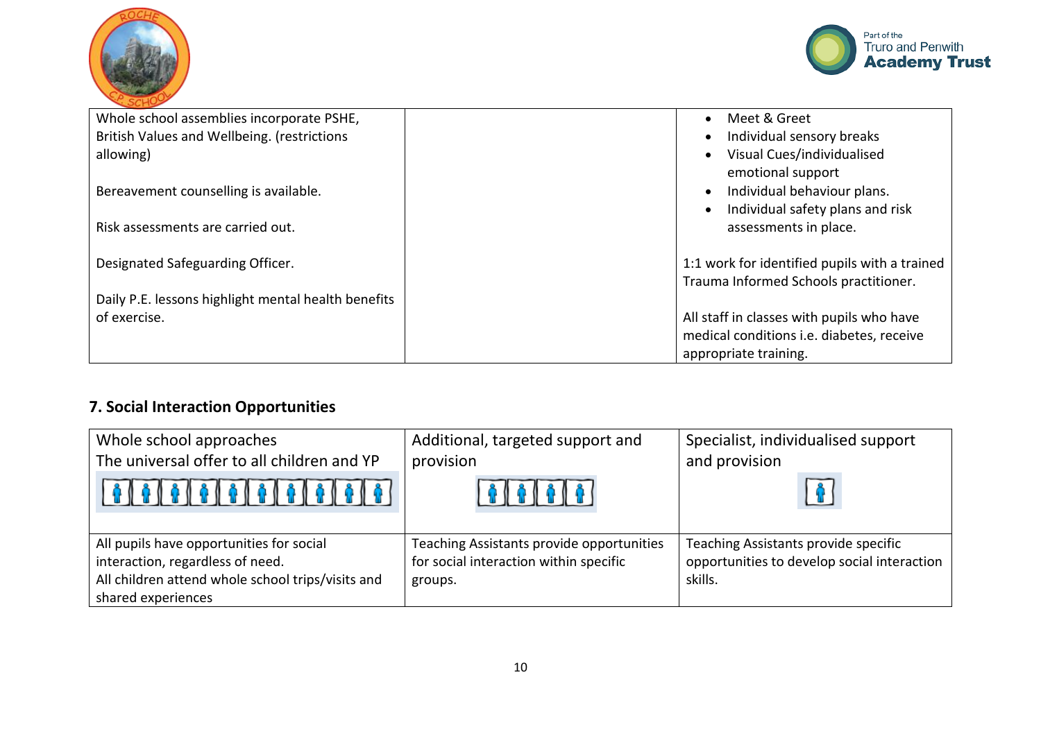| | | |
|---|---|---|
| Whole school assemblies incorporate PSHE, British Values and Wellbeing. (restrictions allowing)<br><br>Bereavement counselling is available.<br><br>Risk assessments are carried out.<br><br>Designated Safeguarding Officer.<br><br>Daily P.E. lessons highlight mental health benefits of exercise. | | • Meet & Greet<br>• Individual sensory breaks<br>• Visual Cues/individualised emotional support<br>• Individual behaviour plans.<br>• Individual safety plans and risk assessments in place.<br><br>1:1 work for identified pupils with a trained Trauma Informed Schools practitioner.<br><br>All staff in classes with pupils who have medical conditions i.e. diabetes, receive appropriate training. |

## 7. Social Interaction Opportunities

| Whole school approaches<br>The universal offer to all children and YP | Additional, targeted support and provision | Specialist, individualised support and provision |
|---|---|---|
| All pupils have opportunities for social interaction, regardless of need.<br>All children attend whole school trips/visits and shared experiences | Teaching Assistants provide opportunities for social interaction within specific groups. | Teaching Assistants provide specific opportunities to develop social interaction skills. |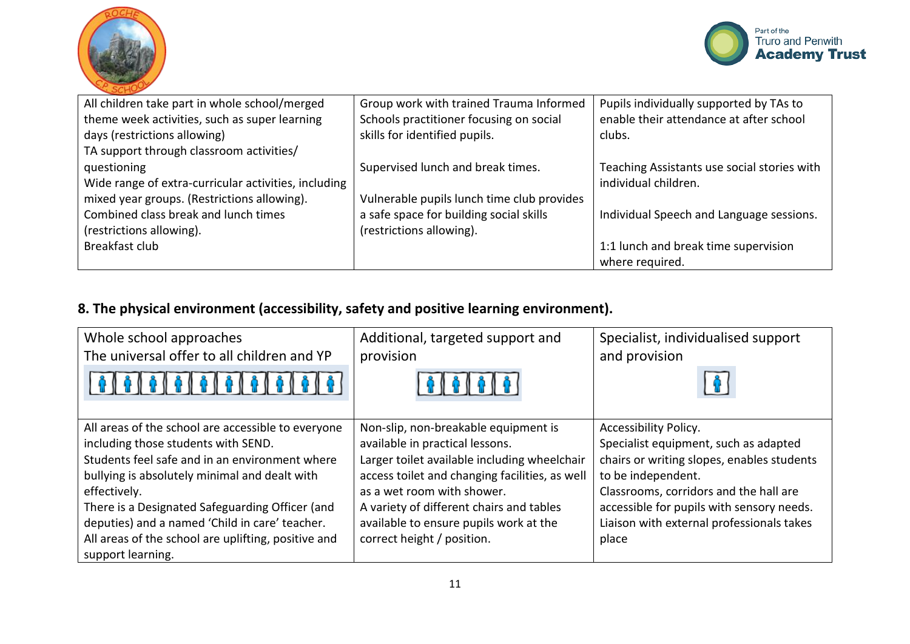| | | |
|---|---|---|
| All children take part in whole school/merged theme week activities, such as super learning days (restrictions allowing)<br>TA support through classroom activities/ questioning<br>Wide range of extra-curricular activities, including mixed year groups. (Restrictions allowing).<br>Combined class break and lunch times (restrictions allowing).<br>Breakfast club | Group work with trained Trauma Informed Schools practitioner focusing on social skills for identified pupils.<br><br>Supervised lunch and break times.<br><br>Vulnerable pupils lunch time club provides a safe space for building social skills (restrictions allowing). | Pupils individually supported by TAs to enable their attendance at after school clubs.<br><br>Teaching Assistants use social stories with individual children.<br><br>Individual Speech and Language sessions.<br><br>1:1 lunch and break time supervision where required. |

## 8. The physical environment (accessibility, safety and positive learning environment).

| Whole school approaches<br>The universal offer to all children and YP | Additional, targeted support and provision | Specialist, individualised support and provision |
|---|---|---|
| All areas of the school are accessible to everyone including those students with SEND.<br>Students feel safe and in an environment where bullying is absolutely minimal and dealt with effectively.<br>There is a Designated Safeguarding Officer (and deputies) and a named 'Child in care' teacher.<br>All areas of the school are uplifting, positive and support learning. | Non-slip, non-breakable equipment is available in practical lessons.<br>Larger toilet available including wheelchair access toilet and changing facilities, as well as a wet room with shower.<br>A variety of different chairs and tables available to ensure pupils work at the correct height / position. | Accessibility Policy.<br>Specialist equipment, such as adapted chairs or writing slopes, enables students to be independent.<br>Classrooms, corridors and the hall are accessible for pupils with sensory needs.<br>Liaison with external professionals takes place |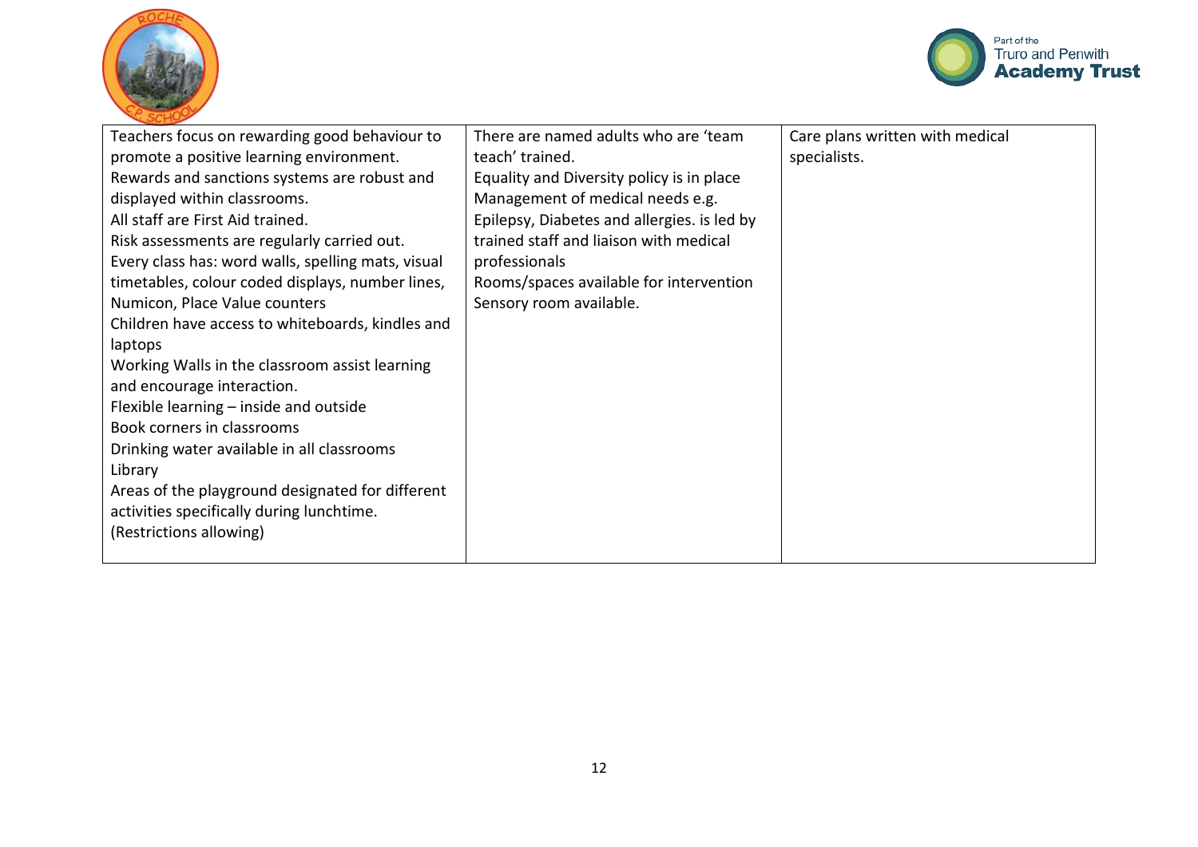| | | |
|---|---|---|
| Teachers focus on rewarding good behaviour to promote a positive learning environment.<br>Rewards and sanctions systems are robust and displayed within classrooms.<br>All staff are First Aid trained.<br>Risk assessments are regularly carried out.<br>Every class has: word walls, spelling mats, visual timetables, colour coded displays, number lines, Numicon, Place Value counters<br>Children have access to whiteboards, kindles and laptops<br>Working Walls in the classroom assist learning and encourage interaction.<br>Flexible learning – inside and outside<br>Book corners in classrooms<br>Drinking water available in all classrooms<br>Library<br>Areas of the playground designated for different activities specifically during lunchtime. (Restrictions allowing) | There are named adults who are 'team teach' trained.<br>Equality and Diversity policy is in place<br>Management of medical needs e.g. Epilepsy, Diabetes and allergies. is led by trained staff and liaison with medical professionals<br>Rooms/spaces available for intervention<br>Sensory room available. | Care plans written with medical specialists. |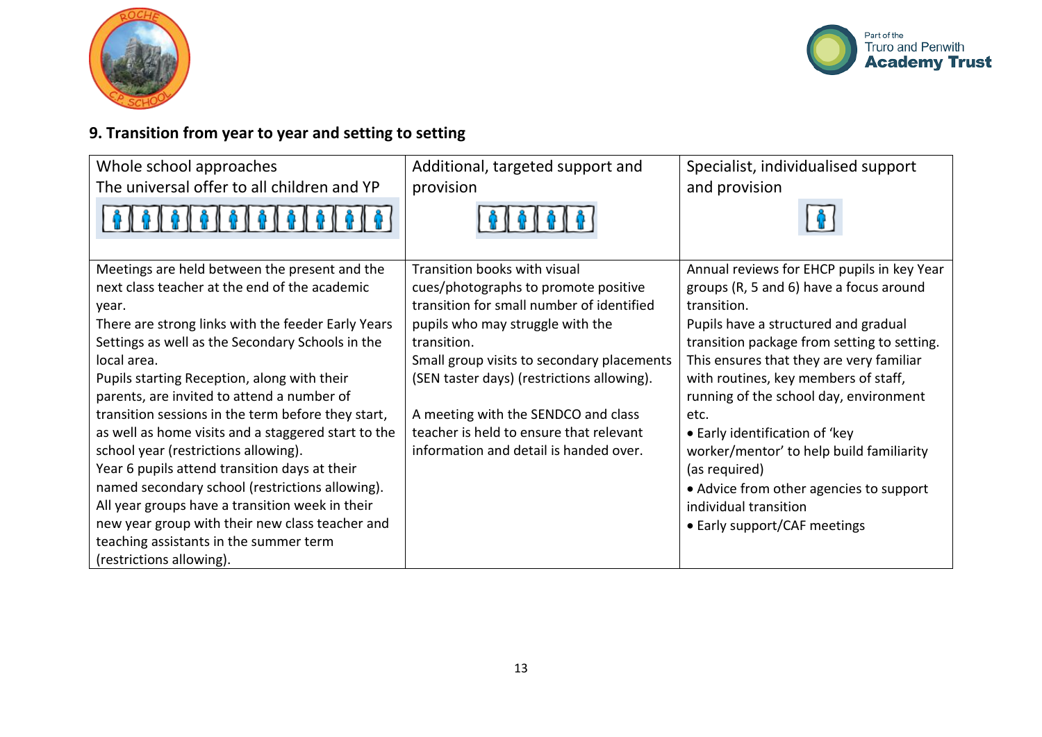## 9. Transition from year to year and setting to setting

| Whole school approaches<br>The universal offer to all children and YP | Additional, targeted support and provision | Specialist, individualised support and provision |
|---|---|---|
| Meetings are held between the present and the next class teacher at the end of the academic year.<br>There are strong links with the feeder Early Years Settings as well as the Secondary Schools in the local area.<br>Pupils starting Reception, along with their parents, are invited to attend a number of transition sessions in the term before they start, as well as home visits and a staggered start to the school year (restrictions allowing).<br>Year 6 pupils attend transition days at their named secondary school (restrictions allowing).<br>All year groups have a transition week in their new year group with their new class teacher and teaching assistants in the summer term (restrictions allowing). | Transition books with visual cues/photographs to promote positive transition for small number of identified pupils who may struggle with the transition.<br>Small group visits to secondary placements (SEN taster days) (restrictions allowing).<br><br>A meeting with the SENDCO and class teacher is held to ensure that relevant information and detail is handed over. | Annual reviews for EHCP pupils in key Year groups (R, 5 and 6) have a focus around transition.<br>Pupils have a structured and gradual transition package from setting to setting. This ensures that they are very familiar with routines, key members of staff, running of the school day, environment etc.<br>• Early identification of 'key worker/mentor' to help build familiarity (as required)<br>• Advice from other agencies to support individual transition<br>• Early support/CAF meetings |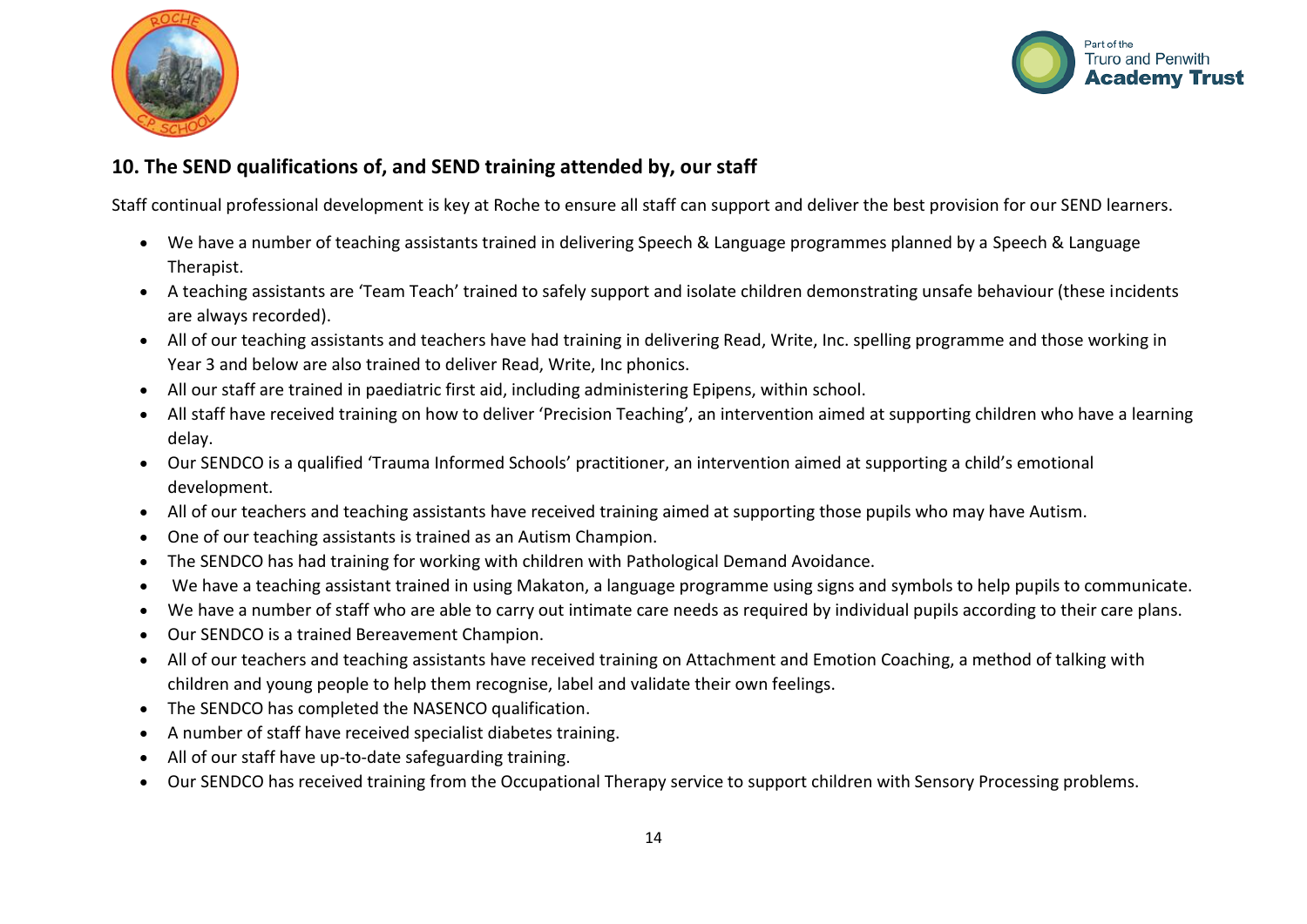## 10. The SEND qualifications of, and SEND training attended by, our staff

Staff continual professional development is key at Roche to ensure all staff can support and deliver the best provision for our SEND learners.

- We have a number of teaching assistants trained in delivering Speech & Language programmes planned by a Speech & Language Therapist.
- A teaching assistants are 'Team Teach' trained to safely support and isolate children demonstrating unsafe behaviour (these incidents are always recorded).
- All of our teaching assistants and teachers have had training in delivering Read, Write, Inc. spelling programme and those working in Year 3 and below are also trained to deliver Read, Write, Inc phonics.
- All our staff are trained in paediatric first aid, including administering Epipens, within school.
- All staff have received training on how to deliver 'Precision Teaching', an intervention aimed at supporting children who have a learning delay.
- Our SENDCO is a qualified 'Trauma Informed Schools' practitioner, an intervention aimed at supporting a child's emotional development.
- All of our teachers and teaching assistants have received training aimed at supporting those pupils who may have Autism.
- One of our teaching assistants is trained as an Autism Champion.
- The SENDCO has had training for working with children with Pathological Demand Avoidance.
- We have a teaching assistant trained in using Makaton, a language programme using signs and symbols to help pupils to communicate.
- We have a number of staff who are able to carry out intimate care needs as required by individual pupils according to their care plans.
- Our SENDCO is a trained Bereavement Champion.
- All of our teachers and teaching assistants have received training on Attachment and Emotion Coaching, a method of talking with children and young people to help them recognise, label and validate their own feelings.
- The SENDCO has completed the NASENCO qualification.
- A number of staff have received specialist diabetes training.
- All of our staff have up-to-date safeguarding training.
- Our SENDCO has received training from the Occupational Therapy service to support children with Sensory Processing problems.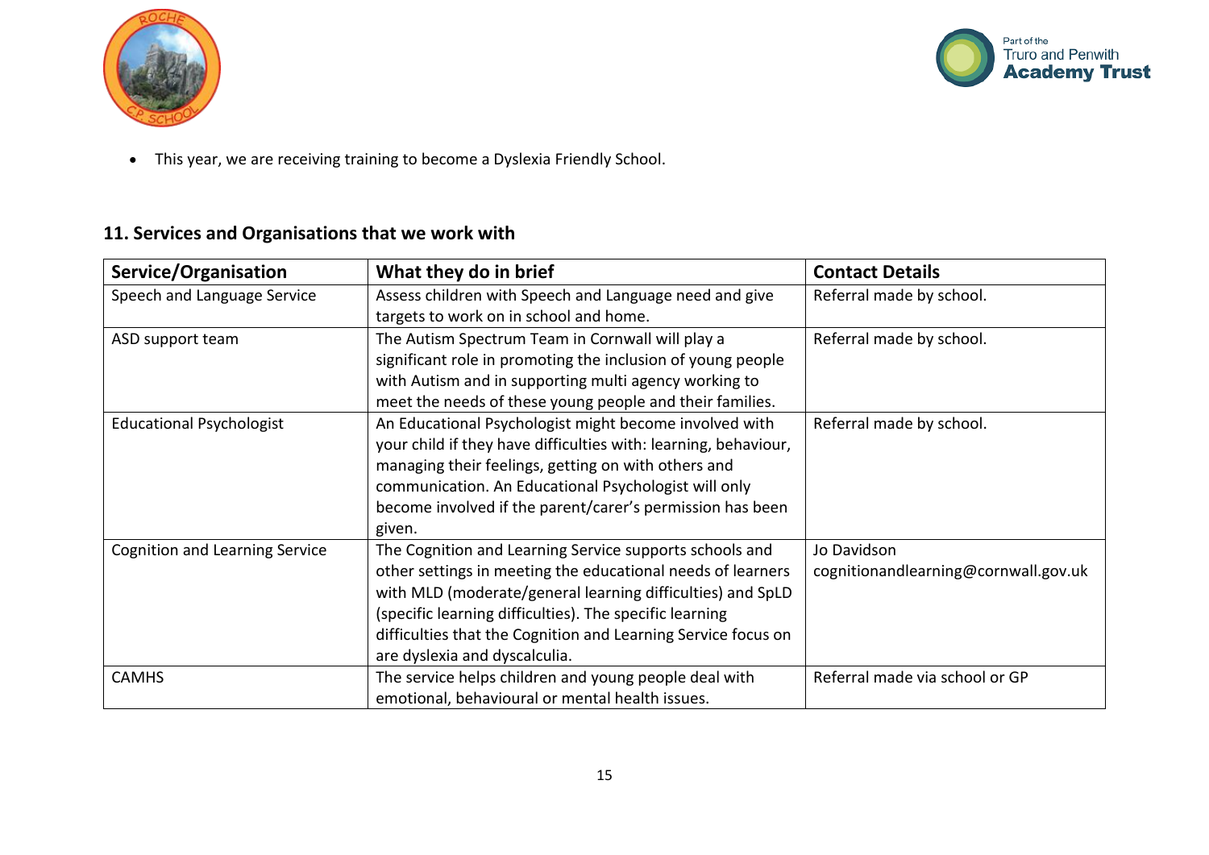- This year, we are receiving training to become a Dyslexia Friendly School.

## 11. Services and Organisations that we work with

| Service/Organisation | What they do in brief | Contact Details |
| --- | --- | --- |
| Speech and Language Service | Assess children with Speech and Language need and give targets to work on in school and home. | Referral made by school. |
| ASD support team | The Autism Spectrum Team in Cornwall will play a significant role in promoting the inclusion of young people with Autism and in supporting multi agency working to meet the needs of these young people and their families. | Referral made by school. |
| Educational Psychologist | An Educational Psychologist might become involved with your child if they have difficulties with: learning, behaviour, managing their feelings, getting on with others and communication. An Educational Psychologist will only become involved if the parent/carer's permission has been given. | Referral made by school. |
| Cognition and Learning Service | The Cognition and Learning Service supports schools and other settings in meeting the educational needs of learners with MLD (moderate/general learning difficulties) and SpLD (specific learning difficulties). The specific learning difficulties that the Cognition and Learning Service focus on are dyslexia and dyscalculia. | Jo Davidson<br>cognitionandlearning@cornwall.gov.uk |
| CAMHS | The service helps children and young people deal with emotional, behavioural or mental health issues. | Referral made via school or GP |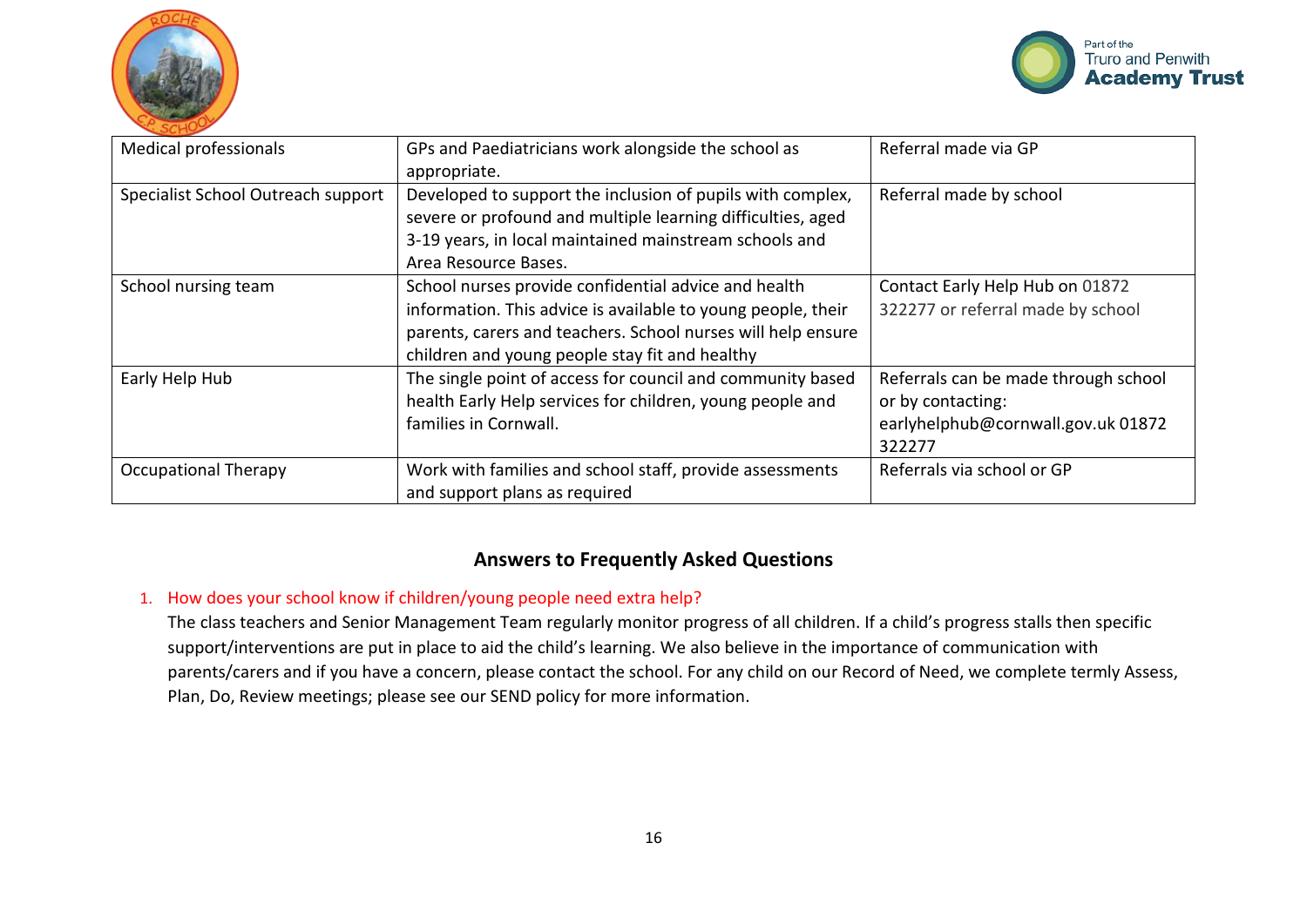| Medical professionals | GPs and Paediatricians work alongside the school as appropriate. | Referral made via GP |
|---|---|---|
| Specialist School Outreach support | Developed to support the inclusion of pupils with complex, severe or profound and multiple learning difficulties, aged 3-19 years, in local maintained mainstream schools and Area Resource Bases. | Referral made by school |
| School nursing team | School nurses provide confidential advice and health information. This advice is available to young people, their parents, carers and teachers. School nurses will help ensure children and young people stay fit and healthy | Contact Early Help Hub on 01872 322277 or referral made by school |
| Early Help Hub | The single point of access for council and community based health Early Help services for children, young people and families in Cornwall. | Referrals can be made through school or by contacting: earlyhelphub@cornwall.gov.uk 01872 322277 |
| Occupational Therapy | Work with families and school staff, provide assessments and support plans as required | Referrals via school or GP |

## Answers to Frequently Asked Questions

1. How does your school know if children/young people need extra help?

   The class teachers and Senior Management Team regularly monitor progress of all children. If a child's progress stalls then specific support/interventions are put in place to aid the child's learning. We also believe in the importance of communication with parents/carers and if you have a concern, please contact the school. For any child on our Record of Need, we complete termly Assess, Plan, Do, Review meetings; please see our SEND policy for more information.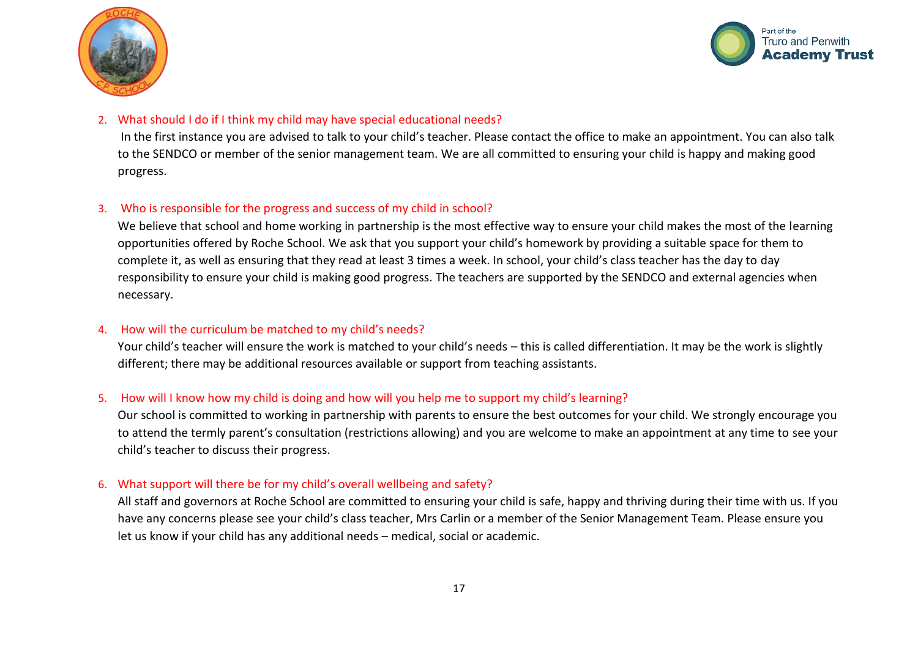2. What should I do if I think my child may have special educational needs?

   In the first instance you are advised to talk to your child's teacher. Please contact the office to make an appointment. You can also talk to the SENDCO or member of the senior management team. We are all committed to ensuring your child is happy and making good progress.

3. Who is responsible for the progress and success of my child in school?

   We believe that school and home working in partnership is the most effective way to ensure your child makes the most of the learning opportunities offered by Roche School. We ask that you support your child's homework by providing a suitable space for them to complete it, as well as ensuring that they read at least 3 times a week. In school, your child's class teacher has the day to day responsibility to ensure your child is making good progress. The teachers are supported by the SENDCO and external agencies when necessary.

4. How will the curriculum be matched to my child's needs?

   Your child's teacher will ensure the work is matched to your child's needs – this is called differentiation. It may be the work is slightly different; there may be additional resources available or support from teaching assistants.

5. How will I know how my child is doing and how will you help me to support my child's learning?

   Our school is committed to working in partnership with parents to ensure the best outcomes for your child. We strongly encourage you to attend the termly parent's consultation (restrictions allowing) and you are welcome to make an appointment at any time to see your child's teacher to discuss their progress.

6. What support will there be for my child's overall wellbeing and safety?

   All staff and governors at Roche School are committed to ensuring your child is safe, happy and thriving during their time with us. If you have any concerns please see your child's class teacher, Mrs Carlin or a member of the Senior Management Team. Please ensure you let us know if your child has any additional needs – medical, social or academic.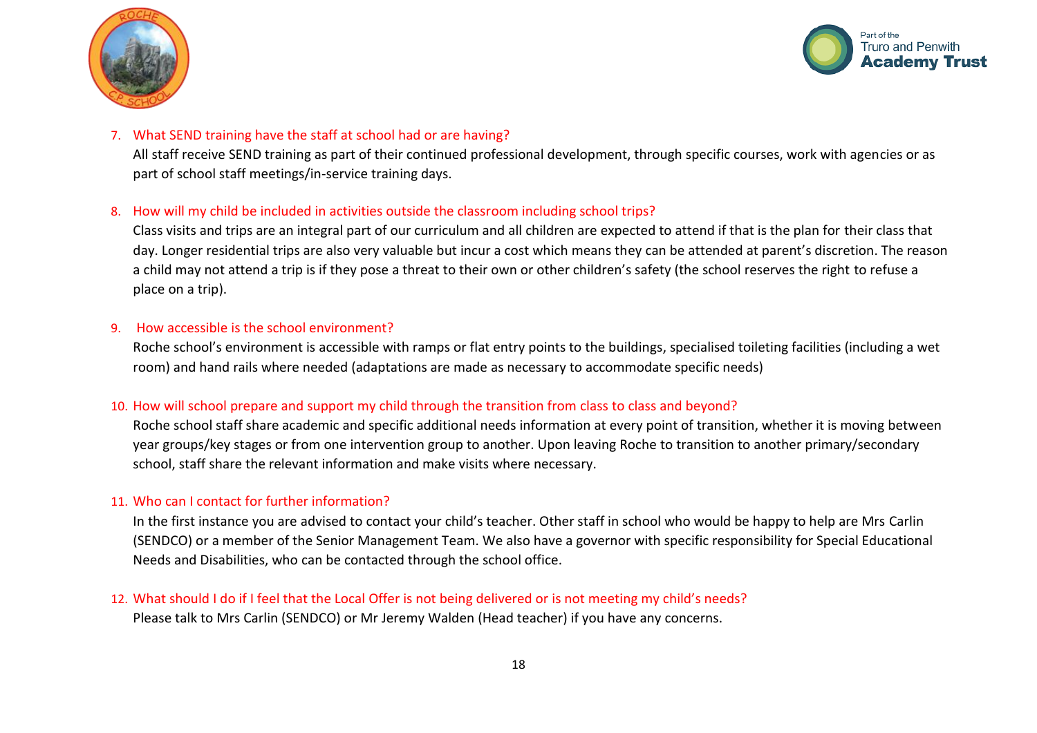7. What SEND training have the staff at school had or are having?

   All staff receive SEND training as part of their continued professional development, through specific courses, work with agencies or as part of school staff meetings/in-service training days.

8. How will my child be included in activities outside the classroom including school trips?

   Class visits and trips are an integral part of our curriculum and all children are expected to attend if that is the plan for their class that day. Longer residential trips are also very valuable but incur a cost which means they can be attended at parent's discretion. The reason a child may not attend a trip is if they pose a threat to their own or other children's safety (the school reserves the right to refuse a place on a trip).

9. How accessible is the school environment?

   Roche school's environment is accessible with ramps or flat entry points to the buildings, specialised toileting facilities (including a wet room) and hand rails where needed (adaptations are made as necessary to accommodate specific needs)

10. How will school prepare and support my child through the transition from class to class and beyond?

    Roche school staff share academic and specific additional needs information at every point of transition, whether it is moving between year groups/key stages or from one intervention group to another. Upon leaving Roche to transition to another primary/secondary school, staff share the relevant information and make visits where necessary.

11. Who can I contact for further information?

    In the first instance you are advised to contact your child's teacher. Other staff in school who would be happy to help are Mrs Carlin (SENDCO) or a member of the Senior Management Team. We also have a governor with specific responsibility for Special Educational Needs and Disabilities, who can be contacted through the school office.

12. What should I do if I feel that the Local Offer is not being delivered or is not meeting my child's needs?

    Please talk to Mrs Carlin (SENDCO) or Mr Jeremy Walden (Head teacher) if you have any concerns.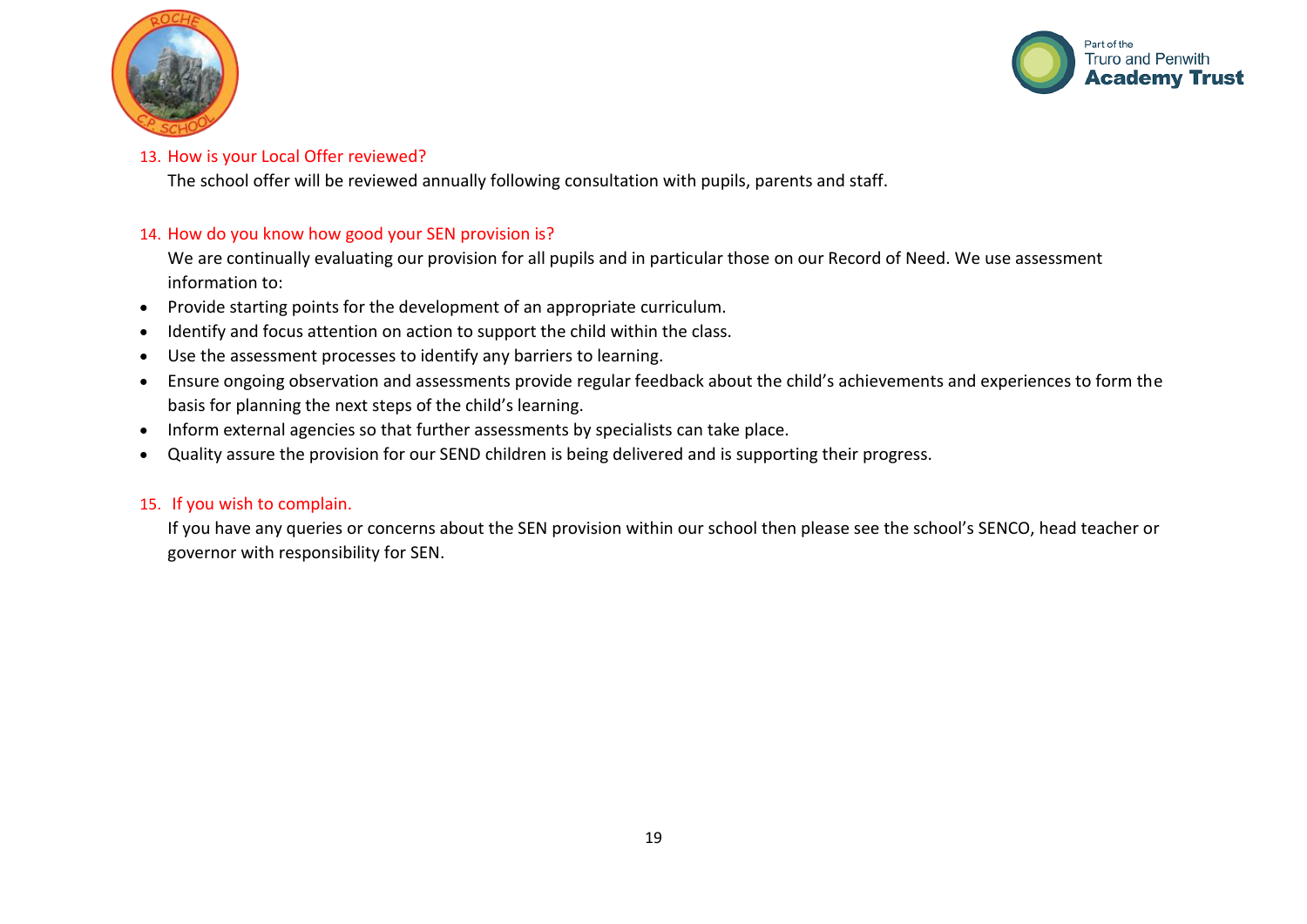## 13. How is your Local Offer reviewed?

The school offer will be reviewed annually following consultation with pupils, parents and staff.

## 14. How do you know how good your SEN provision is?

We are continually evaluating our provision for all pupils and in particular those on our Record of Need. We use assessment information to:

- Provide starting points for the development of an appropriate curriculum.
- Identify and focus attention on action to support the child within the class.
- Use the assessment processes to identify any barriers to learning.
- Ensure ongoing observation and assessments provide regular feedback about the child's achievements and experiences to form the basis for planning the next steps of the child's learning.
- Inform external agencies so that further assessments by specialists can take place.
- Quality assure the provision for our SEND children is being delivered and is supporting their progress.

## 15. If you wish to complain.

If you have any queries or concerns about the SEN provision within our school then please see the school's SENCO, head teacher or governor with responsibility for SEN.